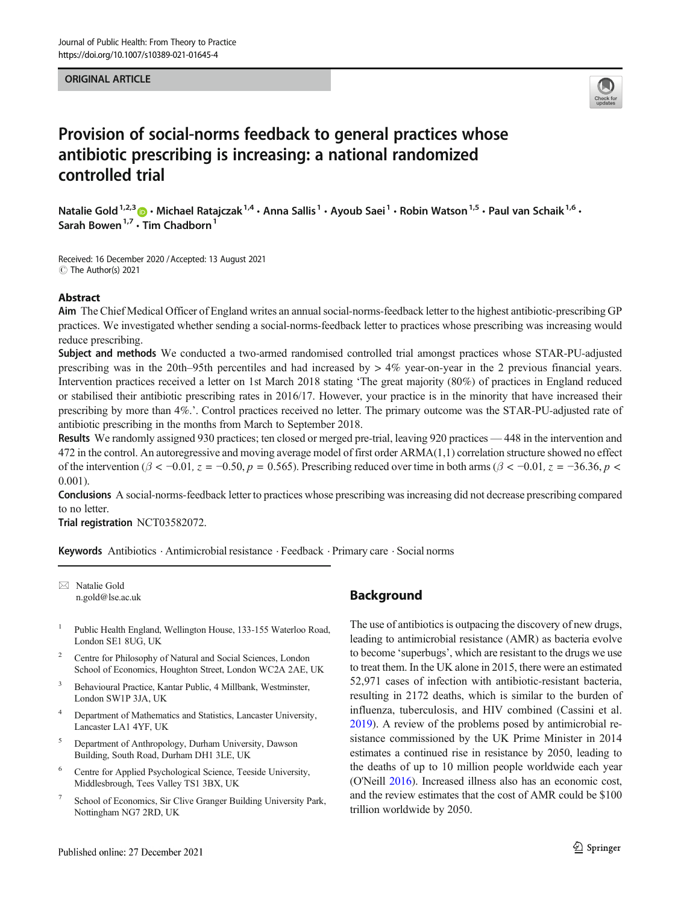ORIGINAL ARTICLE

# Provision of social-norms feedback to general practices whose antibiotic prescribing is increasing: a national randomized controlled trial

Natalie Gold[1,2,3] · Michael Ratajczak[1,4] · Anna Sallis[1] · Ayoub Saei[1] · Robin Watson[1,5] · Paul van Schaik[1,6] · Sarah Bowen[1,7] · Tim Chadborn[1]

Received: 16 December 2020 / Accepted: 13 August 2021
© The Author(s) 2021

## Abstract

**Aim** The Chief Medical Officer of England writes an annual social-norms-feedback letter to the highest antibiotic-prescribing GP practices. We investigated whether sending a social-norms-feedback letter to practices whose prescribing was increasing would reduce prescribing.

**Subject and methods** We conducted a two-armed randomised controlled trial amongst practices whose STAR-PU-adjusted prescribing was in the 20th–95th percentiles and had increased by > 4% year-on-year in the 2 previous financial years. Intervention practices received a letter on 1st March 2018 stating 'The great majority (80%) of practices in England reduced or stabilised their antibiotic prescribing rates in 2016/17. However, your practice is in the minority that have increased their prescribing by more than 4%.'. Control practices received no letter. The primary outcome was the STAR-PU-adjusted rate of antibiotic prescribing in the months from March to September 2018.

**Results** We randomly assigned 930 practices; ten closed or merged pre-trial, leaving 920 practices — 448 in the intervention and 472 in the control. An autoregressive and moving average model of first order ARMA(1,1) correlation structure showed no effect of the intervention ($\beta < -0.01$, $z = -0.50$, $p = 0.565$). Prescribing reduced over time in both arms ($\beta < -0.01$, $z = -36.36$, $p < 0.001$).

**Conclusions** A social-norms-feedback letter to practices whose prescribing was increasing did not decrease prescribing compared to no letter.

**Trial registration** NCT03582072.

**Keywords** Antibiotics · Antimicrobial resistance · Feedback · Primary care · Social norms

---

✉ Natalie Gold
n.gold@lse.ac.uk

1. Public Health England, Wellington House, 133-155 Waterloo Road, London SE1 8UG, UK
2. Centre for Philosophy of Natural and Social Sciences, London School of Economics, Houghton Street, London WC2A 2AE, UK
3. Behavioural Practice, Kantar Public, 4 Millbank, Westminster, London SW1P 3JA, UK
4. Department of Mathematics and Statistics, Lancaster University, Lancaster LA1 4YF, UK
5. Department of Anthropology, Durham University, Dawson Building, South Road, Durham DH1 3LE, UK
6. Centre for Applied Psychological Science, Teeside University, Middlesbrough, Tees Valley TS1 3BX, UK
7. School of Economics, Sir Clive Granger Building University Park, Nottingham NG7 2RD, UK

## Background

The use of antibiotics is outpacing the discovery of new drugs, leading to antimicrobial resistance (AMR) as bacteria evolve to become 'superbugs', which are resistant to the drugs we use to treat them. In the UK alone in 2015, there were an estimated 52,971 cases of infection with antibiotic-resistant bacteria, resulting in 2172 deaths, which is similar to the burden of influenza, tuberculosis, and HIV combined (Cassini et al. 2019). A review of the problems posed by antimicrobial resistance commissioned by the UK Prime Minister in 2014 estimates a continued rise in resistance by 2050, leading to the deaths of up to 10 million people worldwide each year (O'Neill 2016). Increased illness also has an economic cost, and the review estimates that the cost of AMR could be $100 trillion worldwide by 2050.

Published online: 27 December 2021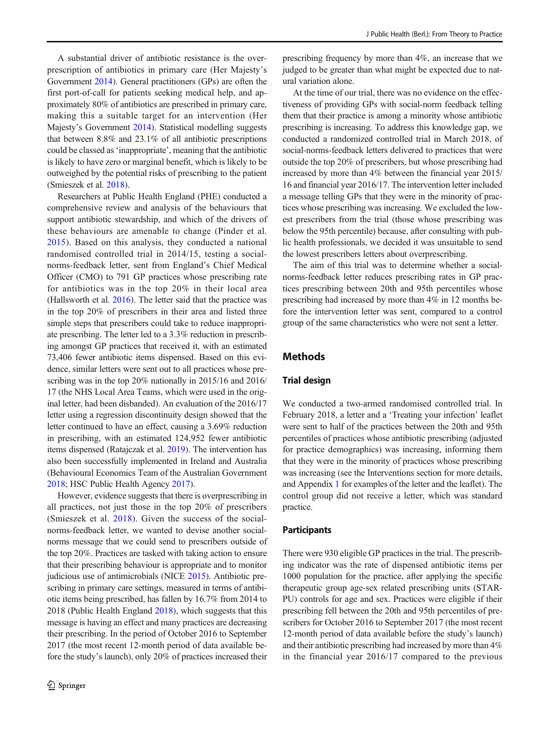A substantial driver of antibiotic resistance is the over-prescription of antibiotics in primary care (Her Majesty's Government 2014). General practitioners (GPs) are often the first port-of-call for patients seeking medical help, and approximately 80% of antibiotics are prescribed in primary care, making this a suitable target for an intervention (Her Majesty's Government 2014). Statistical modelling suggests that between 8.8% and 23.1% of all antibiotic prescriptions could be classed as 'inappropriate', meaning that the antibiotic is likely to have zero or marginal benefit, which is likely to be outweighed by the potential risks of prescribing to the patient (Smieszek et al. 2018).

Researchers at Public Health England (PHE) conducted a comprehensive review and analysis of the behaviours that support antibiotic stewardship, and which of the drivers of these behaviours are amenable to change (Pinder et al. 2015). Based on this analysis, they conducted a national randomised controlled trial in 2014/15, testing a social-norms-feedback letter, sent from England's Chief Medical Officer (CMO) to 791 GP practices whose prescribing rate for antibiotics was in the top 20% in their local area (Hallsworth et al. 2016). The letter said that the practice was in the top 20% of prescribers in their area and listed three simple steps that prescribers could take to reduce inappropriate prescribing. The letter led to a 3.3% reduction in prescribing amongst GP practices that received it, with an estimated 73,406 fewer antibiotic items dispensed. Based on this evidence, similar letters were sent out to all practices whose prescribing was in the top 20% nationally in 2015/16 and 2016/17 (the NHS Local Area Teams, which were used in the original letter, had been disbanded). An evaluation of the 2016/17 letter using a regression discontinuity design showed that the letter continued to have an effect, causing a 3.69% reduction in prescribing, with an estimated 124,952 fewer antibiotic items dispensed (Ratajczak et al. 2019). The intervention has also been successfully implemented in Ireland and Australia (Behavioural Economics Team of the Australian Government 2018; HSC Public Health Agency 2017).

However, evidence suggests that there is overprescribing in all practices, not just those in the top 20% of prescribers (Smieszek et al. 2018). Given the success of the social-norms-feedback letter, we wanted to devise another social-norms message that we could send to prescribers outside of the top 20%. Practices are tasked with taking action to ensure that their prescribing behaviour is appropriate and to monitor judicious use of antimicrobials (NICE 2015). Antibiotic prescribing in primary care settings, measured in terms of antibiotic items being prescribed, has fallen by 16.7% from 2014 to 2018 (Public Health England 2018), which suggests that this message is having an effect and many practices are decreasing their prescribing. In the period of October 2016 to September 2017 (the most recent 12-month period of data available before the study's launch), only 20% of practices increased their prescribing frequency by more than 4%, an increase that we judged to be greater than what might be expected due to natural variation alone.

At the time of our trial, there was no evidence on the effectiveness of providing GPs with social-norm feedback telling them that their practice is among a minority whose antibiotic prescribing is increasing. To address this knowledge gap, we conducted a randomized controlled trial in March 2018, of social-norms-feedback letters delivered to practices that were outside the top 20% of prescribers, but whose prescribing had increased by more than 4% between the financial year 2015/16 and financial year 2016/17. The intervention letter included a message telling GPs that they were in the minority of practices whose prescribing was increasing. We excluded the lowest prescribers from the trial (those whose prescribing was below the 95th percentile) because, after consulting with public health professionals, we decided it was unsuitable to send the lowest prescribers letters about overprescribing.

The aim of this trial was to determine whether a social-norms-feedback letter reduces prescribing rates in GP practices prescribing between 20th and 95th percentiles whose prescribing had increased by more than 4% in 12 months before the intervention letter was sent, compared to a control group of the same characteristics who were not sent a letter.

## Methods

### Trial design

We conducted a two-armed randomised controlled trial. In February 2018, a letter and a 'Treating your infection' leaflet were sent to half of the practices between the 20th and 95th percentiles of practices whose antibiotic prescribing (adjusted for practice demographics) was increasing, informing them that they were in the minority of practices whose prescribing was increasing (see the Interventions section for more details, and Appendix 1 for examples of the letter and the leaflet). The control group did not receive a letter, which was standard practice.

### Participants

There were 930 eligible GP practices in the trial. The prescribing indicator was the rate of dispensed antibiotic items per 1000 population for the practice, after applying the specific therapeutic group age-sex related prescribing units (STAR-PU) controls for age and sex. Practices were eligible if their prescribing fell between the 20th and 95th percentiles of prescribers for October 2016 to September 2017 (the most recent 12-month period of data available before the study's launch) and their antibiotic prescribing had increased by more than 4% in the financial year 2016/17 compared to the previous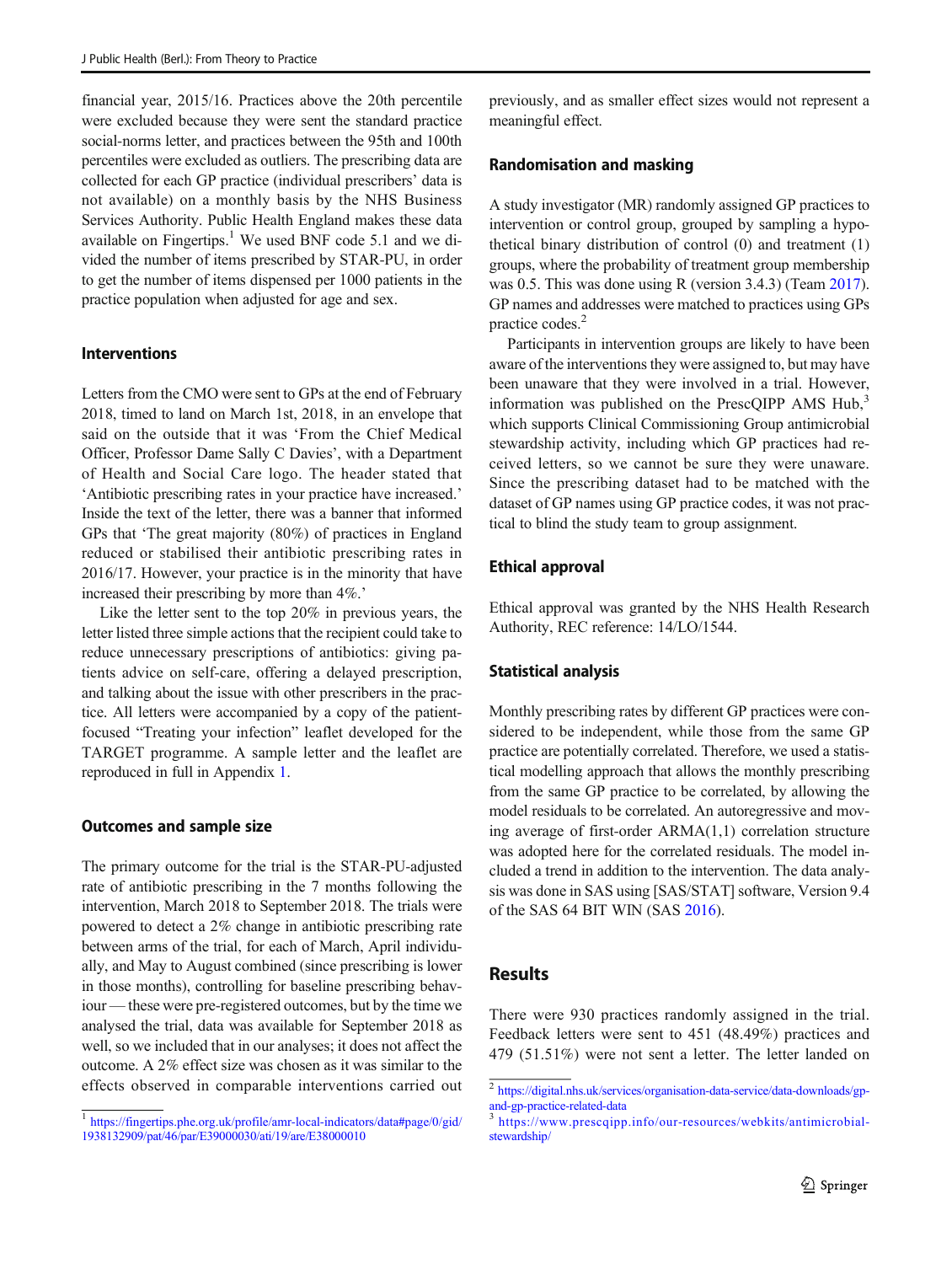financial year, 2015/16. Practices above the 20th percentile were excluded because they were sent the standard practice social-norms letter, and practices between the 95th and 100th percentiles were excluded as outliers. The prescribing data are collected for each GP practice (individual prescribers' data is not available) on a monthly basis by the NHS Business Services Authority. Public Health England makes these data available on Fingertips.[1] We used BNF code 5.1 and we divided the number of items prescribed by STAR-PU, in order to get the number of items dispensed per 1000 patients in the practice population when adjusted for age and sex.

### Interventions

Letters from the CMO were sent to GPs at the end of February 2018, timed to land on March 1st, 2018, in an envelope that said on the outside that it was 'From the Chief Medical Officer, Professor Dame Sally C Davies', with a Department of Health and Social Care logo. The header stated that 'Antibiotic prescribing rates in your practice have increased.' Inside the text of the letter, there was a banner that informed GPs that 'The great majority (80%) of practices in England reduced or stabilised their antibiotic prescribing rates in 2016/17. However, your practice is in the minority that have increased their prescribing by more than 4%.'

Like the letter sent to the top 20% in previous years, the letter listed three simple actions that the recipient could take to reduce unnecessary prescriptions of antibiotics: giving patients advice on self-care, offering a delayed prescription, and talking about the issue with other prescribers in the practice. All letters were accompanied by a copy of the patient-focused "Treating your infection" leaflet developed for the TARGET programme. A sample letter and the leaflet are reproduced in full in Appendix 1.

### Outcomes and sample size

The primary outcome for the trial is the STAR-PU-adjusted rate of antibiotic prescribing in the 7 months following the intervention, March 2018 to September 2018. The trials were powered to detect a 2% change in antibiotic prescribing rate between arms of the trial, for each of March, April individually, and May to August combined (since prescribing is lower in those months), controlling for baseline prescribing behaviour — these were pre-registered outcomes, but by the time we analysed the trial, data was available for September 2018 as well, so we included that in our analyses; it does not affect the outcome. A 2% effect size was chosen as it was similar to the effects observed in comparable interventions carried out previously, and as smaller effect sizes would not represent a meaningful effect.

### Randomisation and masking

A study investigator (MR) randomly assigned GP practices to intervention or control group, grouped by sampling a hypothetical binary distribution of control (0) and treatment (1) groups, where the probability of treatment group membership was 0.5. This was done using R (version 3.4.3) (Team 2017). GP names and addresses were matched to practices using GPs practice codes.[2]

Participants in intervention groups are likely to have been aware of the interventions they were assigned to, but may have been unaware that they were involved in a trial. However, information was published on the PrescQIPP AMS Hub,[3] which supports Clinical Commissioning Group antimicrobial stewardship activity, including which GP practices had received letters, so we cannot be sure they were unaware. Since the prescribing dataset had to be matched with the dataset of GP names using GP practice codes, it was not practical to blind the study team to group assignment.

### Ethical approval

Ethical approval was granted by the NHS Health Research Authority, REC reference: 14/LO/1544.

### Statistical analysis

Monthly prescribing rates by different GP practices were considered to be independent, while those from the same GP practice are potentially correlated. Therefore, we used a statistical modelling approach that allows the monthly prescribing from the same GP practice to be correlated, by allowing the model residuals to be correlated. An autoregressive and moving average of first-order ARMA(1,1) correlation structure was adopted here for the correlated residuals. The model included a trend in addition to the intervention. The data analysis was done in SAS using [SAS/STAT] software, Version 9.4 of the SAS 64 BIT WIN (SAS 2016).

## Results

There were 930 practices randomly assigned in the trial. Feedback letters were sent to 451 (48.49%) practices and 479 (51.51%) were not sent a letter. The letter landed on

---

[1] https://fingertips.phe.org.uk/profile/amr-local-indicators/data#page/0/gid/1938132909/pat/46/par/E39000030/ati/19/are/E38000010

[2] https://digital.nhs.uk/services/organisation-data-service/data-downloads/gp-and-gp-practice-related-data

[3] https://www.prescqipp.info/our-resources/webkits/antimicrobial-stewardship/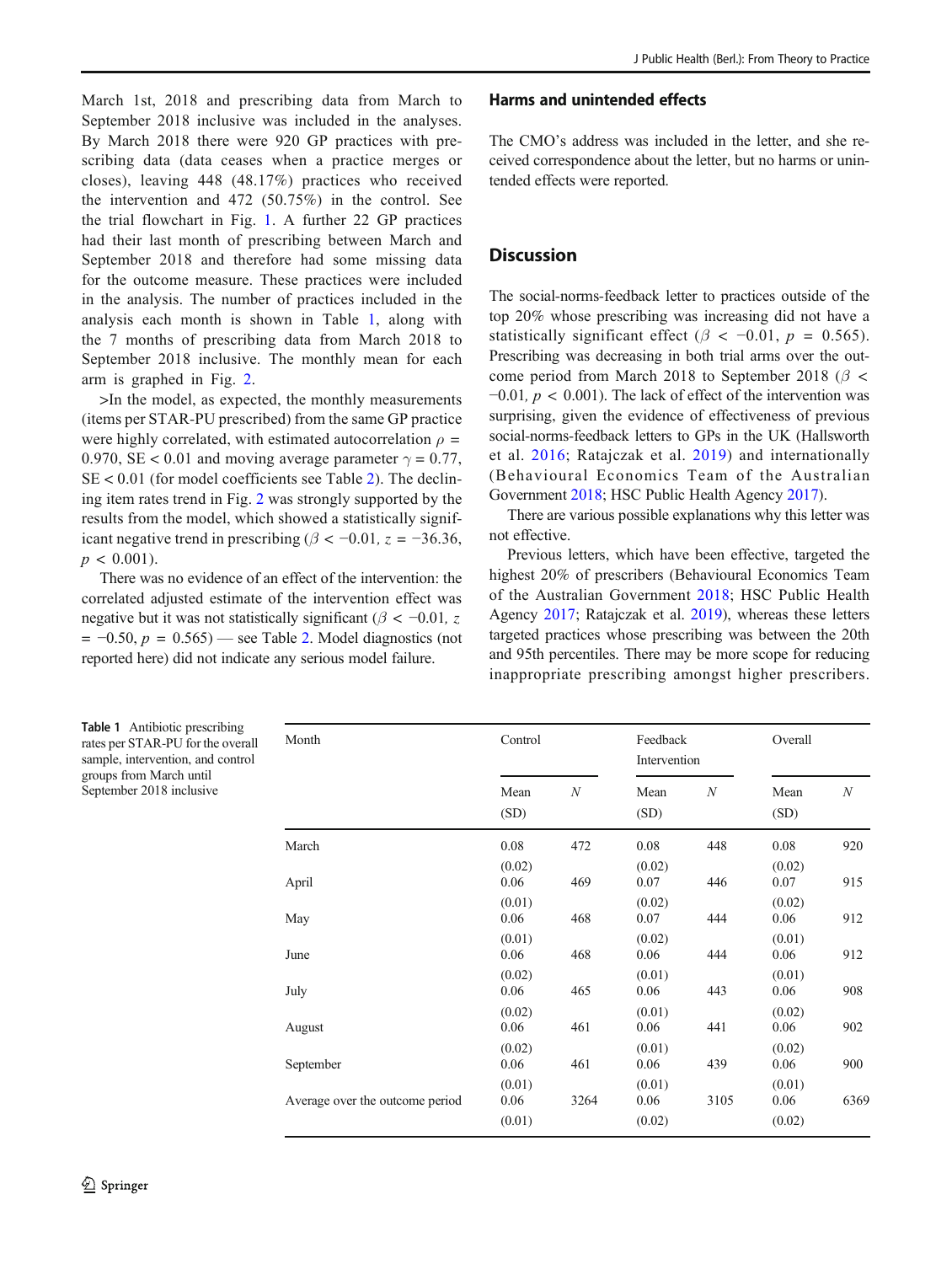March 1st, 2018 and prescribing data from March to September 2018 inclusive was included in the analyses. By March 2018 there were 920 GP practices with prescribing data (data ceases when a practice merges or closes), leaving 448 (48.17%) practices who received the intervention and 472 (50.75%) in the control. See the trial flowchart in Fig. 1. A further 22 GP practices had their last month of prescribing between March and September 2018 and therefore had some missing data for the outcome measure. These practices were included in the analysis. The number of practices included in the analysis each month is shown in Table 1, along with the 7 months of prescribing data from March 2018 to September 2018 inclusive. The monthly mean for each arm is graphed in Fig. 2.

>In the model, as expected, the monthly measurements (items per STAR-PU prescribed) from the same GP practice were highly correlated, with estimated autocorrelation $\rho = 0.970$, SE < 0.01 and moving average parameter $\gamma = 0.77$, SE < 0.01 (for model coefficients see Table 2). The declining item rates trend in Fig. 2 was strongly supported by the results from the model, which showed a statistically significant negative trend in prescribing ($\beta < -0.01$, $z = -36.36$, $p < 0.001$).

There was no evidence of an effect of the intervention: the correlated adjusted estimate of the intervention effect was negative but it was not statistically significant ($\beta < -0.01$, $z = -0.50$, $p = 0.565$) — see Table 2. Model diagnostics (not reported here) did not indicate any serious model failure.

### Harms and unintended effects

The CMO's address was included in the letter, and she received correspondence about the letter, but no harms or unintended effects were reported.

## Discussion

The social-norms-feedback letter to practices outside of the top 20% whose prescribing was increasing did not have a statistically significant effect ($\beta < -0.01$, $p = 0.565$). Prescribing was decreasing in both trial arms over the outcome period from March 2018 to September 2018 ($\beta < -0.01$, $p < 0.001$). The lack of effect of the intervention was surprising, given the evidence of effectiveness of previous social-norms-feedback letters to GPs in the UK (Hallsworth et al. 2016; Ratajczak et al. 2019) and internationally (Behavioural Economics Team of the Australian Government 2018; HSC Public Health Agency 2017).

There are various possible explanations why this letter was not effective.

Previous letters, which have been effective, targeted the highest 20% of prescribers (Behavioural Economics Team of the Australian Government 2018; HSC Public Health Agency 2017; Ratajczak et al. 2019), whereas these letters targeted practices whose prescribing was between the 20th and 95th percentiles. There may be more scope for reducing inappropriate prescribing amongst higher prescribers.

**Table 1** Antibiotic prescribing rates per STAR-PU for the overall sample, intervention, and control groups from March until September 2018 inclusive

| Month | Control | | Feedback Intervention | | Overall | |
|---|---|---|---|---|---|---|
| | Mean (SD) | *N* | Mean (SD) | *N* | Mean (SD) | *N* |
| March | 0.08 (0.02) | 472 | 0.08 (0.02) | 448 | 0.08 (0.02) | 920 |
| April | 0.06 (0.01) | 469 | 0.07 (0.02) | 446 | 0.07 (0.02) | 915 |
| May | 0.06 (0.01) | 468 | 0.07 (0.02) | 444 | 0.06 (0.01) | 912 |
| June | 0.06 (0.02) | 468 | 0.06 (0.01) | 444 | 0.06 (0.01) | 912 |
| July | 0.06 (0.02) | 465 | 0.06 (0.01) | 443 | 0.06 (0.02) | 908 |
| August | 0.06 (0.02) | 461 | 0.06 (0.01) | 441 | 0.06 (0.02) | 902 |
| September | 0.06 (0.01) | 461 | 0.06 (0.01) | 439 | 0.06 (0.01) | 900 |
| Average over the outcome period | 0.06 (0.01) | 3264 | 0.06 (0.02) | 3105 | 0.06 (0.02) | 6369 |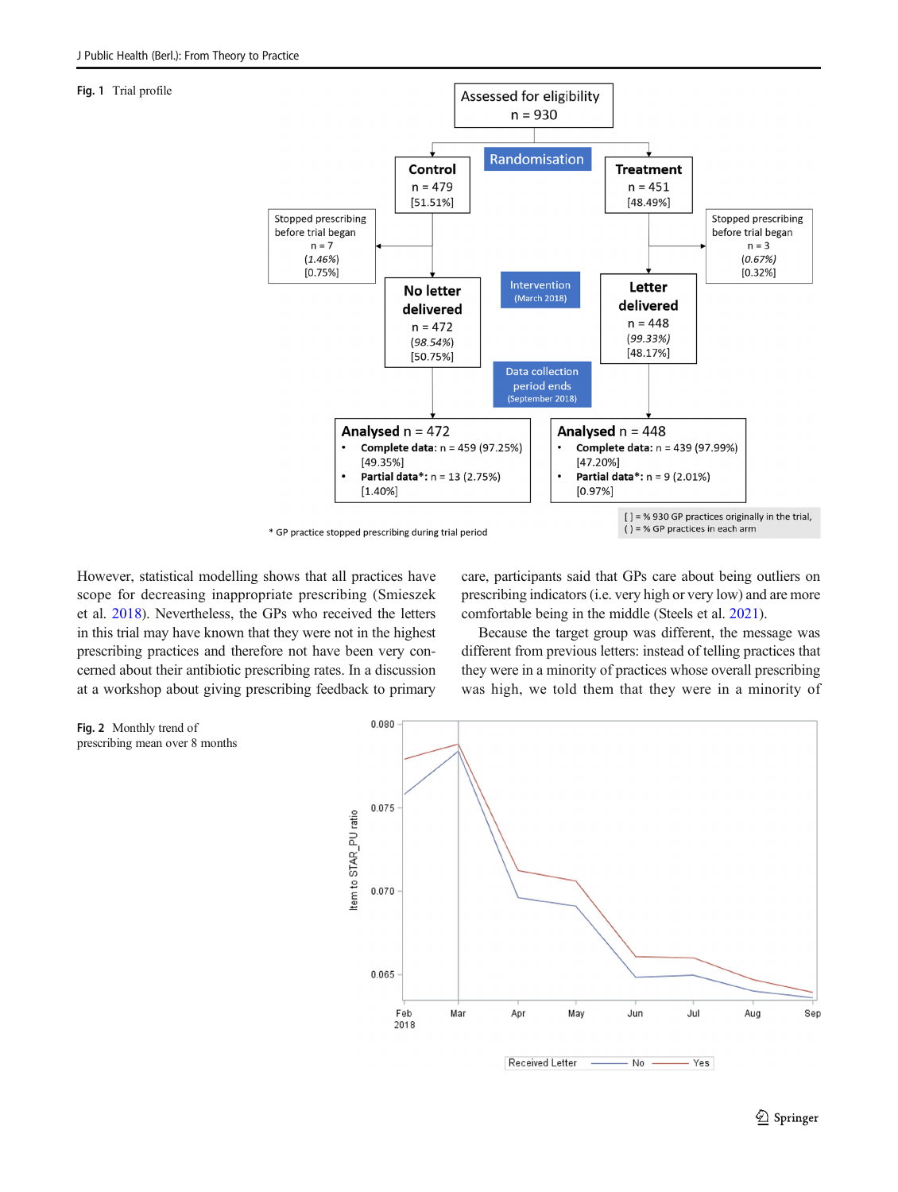**Fig. 1** Trial profile

Assessed for eligibility
n = 930

Randomisation

Control
n = 479
[51.51%]

Treatment
n = 451
[48.49%]

Stopped prescribing before trial began
n = 7
(1.46%)
[0.75%]

Stopped prescribing before trial began
n = 3
(0.67%)
[0.32%]

No letter delivered
n = 472
(98.54%)
[50.75%]

Intervention
(March 2018)

Letter delivered
n = 448
(99.33%)
[48.17%]

Data collection period ends
(September 2018)

**Analysed** n = 472
- **Complete data:** n = 459 (97.25%) [49.35%]
- **Partial data*:** n = 13 (2.75%) [1.40%]

**Analysed** n = 448
- **Complete data:** n = 439 (97.99%) [47.20%]
- **Partial data*:** n = 9 (2.01%) [0.97%]

[ ] = % 930 GP practices originally in the trial,
( ) = % GP practices in each arm

* GP practice stopped prescribing during trial period

However, statistical modelling shows that all practices have scope for decreasing inappropriate prescribing (Smieszek et al. 2018). Nevertheless, the GPs who received the letters in this trial may have known that they were not in the highest prescribing practices and therefore not have been very concerned about their antibiotic prescribing rates. In a discussion at a workshop about giving prescribing feedback to primary care, participants said that GPs care about being outliers on prescribing indicators (i.e. very high or very low) and are more comfortable being in the middle (Steels et al. 2021).

Because the target group was different, the message was different from previous letters: instead of telling practices that they were in a minority of practices whose overall prescribing was high, we told them that they were in a minority of

**Fig. 2** Monthly trend of prescribing mean over 8 months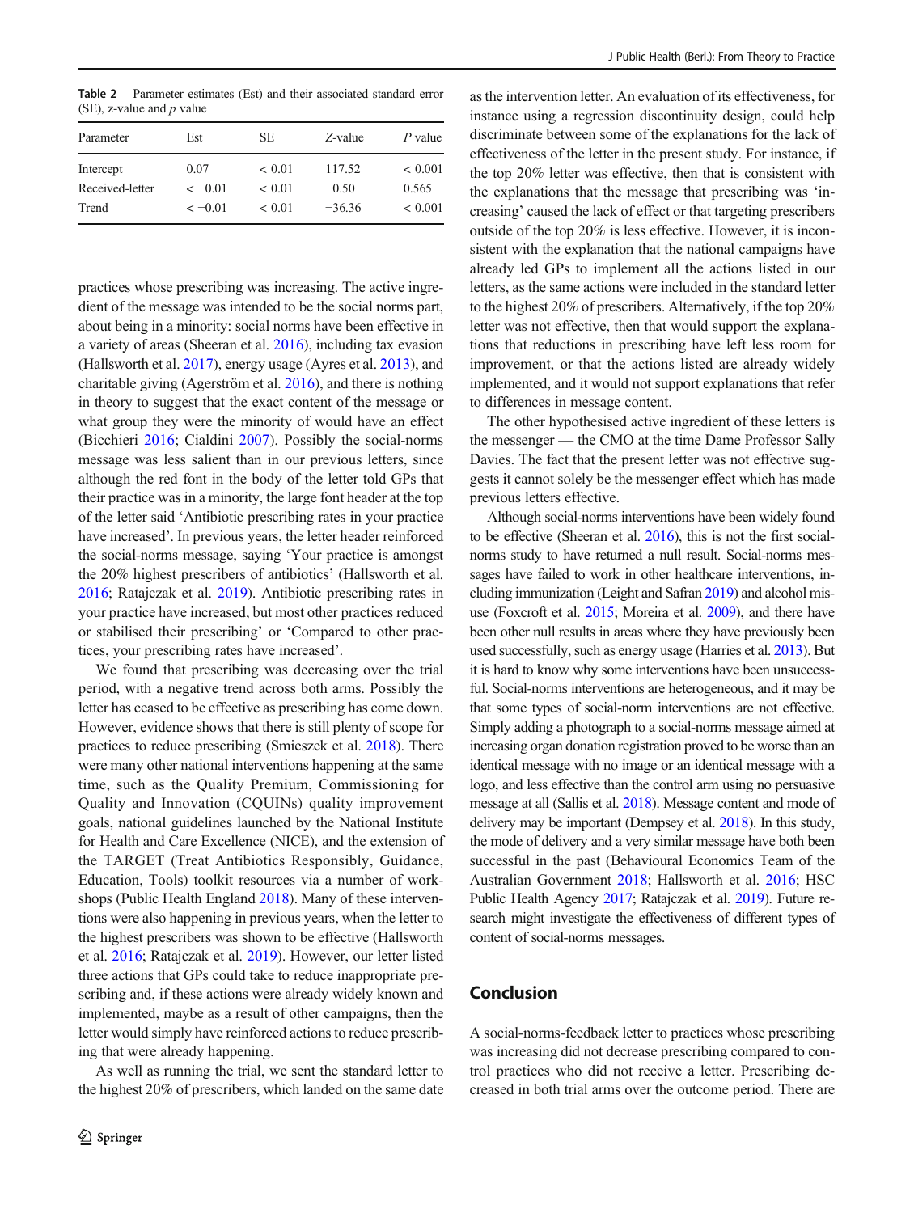**Table 2** Parameter estimates (Est) and their associated standard error (SE), z-value and *p* value

| Parameter | Est | SE | *Z*-value | *P* value |
|---|---|---|---|---|
| Intercept | 0.07 | < 0.01 | 117.52 | < 0.001 |
| Received-letter | < −0.01 | < 0.01 | −0.50 | 0.565 |
| Trend | < −0.01 | < 0.01 | −36.36 | < 0.001 |

practices whose prescribing was increasing. The active ingredient of the message was intended to be the social norms part, about being in a minority: social norms have been effective in a variety of areas (Sheeran et al. 2016), including tax evasion (Hallsworth et al. 2017), energy usage (Ayres et al. 2013), and charitable giving (Agerström et al. 2016), and there is nothing in theory to suggest that the exact content of the message or what group they were the minority of would have an effect (Bicchieri 2016; Cialdini 2007). Possibly the social-norms message was less salient than in our previous letters, since although the red font in the body of the letter told GPs that their practice was in a minority, the large font header at the top of the letter said 'Antibiotic prescribing rates in your practice have increased'. In previous years, the letter header reinforced the social-norms message, saying 'Your practice is amongst the 20% highest prescribers of antibiotics' (Hallsworth et al. 2016; Ratajczak et al. 2019). Antibiotic prescribing rates in your practice have increased, but most other practices reduced or stabilised their prescribing' or 'Compared to other practices, your prescribing rates have increased'.

We found that prescribing was decreasing over the trial period, with a negative trend across both arms. Possibly the letter has ceased to be effective as prescribing has come down. However, evidence shows that there is still plenty of scope for practices to reduce prescribing (Smieszek et al. 2018). There were many other national interventions happening at the same time, such as the Quality Premium, Commissioning for Quality and Innovation (CQUINs) quality improvement goals, national guidelines launched by the National Institute for Health and Care Excellence (NICE), and the extension of the TARGET (Treat Antibiotics Responsibly, Guidance, Education, Tools) toolkit resources via a number of workshops (Public Health England 2018). Many of these interventions were also happening in previous years, when the letter to the highest prescribers was shown to be effective (Hallsworth et al. 2016; Ratajczak et al. 2019). However, our letter listed three actions that GPs could take to reduce inappropriate prescribing and, if these actions were already widely known and implemented, maybe as a result of other campaigns, then the letter would simply have reinforced actions to reduce prescribing that were already happening.

As well as running the trial, we sent the standard letter to the highest 20% of prescribers, which landed on the same date as the intervention letter. An evaluation of its effectiveness, for instance using a regression discontinuity design, could help discriminate between some of the explanations for the lack of effectiveness of the letter in the present study. For instance, if the top 20% letter was effective, then that is consistent with the explanations that the message that prescribing was 'increasing' caused the lack of effect or that targeting prescribers outside of the top 20% is less effective. However, it is inconsistent with the explanation that the national campaigns have already led GPs to implement all the actions listed in our letters, as the same actions were included in the standard letter to the highest 20% of prescribers. Alternatively, if the top 20% letter was not effective, then that would support the explanations that reductions in prescribing have left less room for improvement, or that the actions listed are already widely implemented, and it would not support explanations that refer to differences in message content.

The other hypothesised active ingredient of these letters is the messenger — the CMO at the time Dame Professor Sally Davies. The fact that the present letter was not effective suggests it cannot solely be the messenger effect which has made previous letters effective.

Although social-norms interventions have been widely found to be effective (Sheeran et al. 2016), this is not the first social-norms study to have returned a null result. Social-norms messages have failed to work in other healthcare interventions, including immunization (Leight and Safran 2019) and alcohol misuse (Foxcroft et al. 2015; Moreira et al. 2009), and there have been other null results in areas where they have previously been used successfully, such as energy usage (Harries et al. 2013). But it is hard to know why some interventions have been unsuccessful. Social-norms interventions are heterogeneous, and it may be that some types of social-norm interventions are not effective. Simply adding a photograph to a social-norms message aimed at increasing organ donation registration proved to be worse than an identical message with no image or an identical message with a logo, and less effective than the control arm using no persuasive message at all (Sallis et al. 2018). Message content and mode of delivery may be important (Dempsey et al. 2018). In this study, the mode of delivery and a very similar message have both been successful in the past (Behavioural Economics Team of the Australian Government 2018; Hallsworth et al. 2016; HSC Public Health Agency 2017; Ratajczak et al. 2019). Future research might investigate the effectiveness of different types of content of social-norms messages.

## Conclusion

A social-norms-feedback letter to practices whose prescribing was increasing did not decrease prescribing compared to control practices who did not receive a letter. Prescribing decreased in both trial arms over the outcome period. There are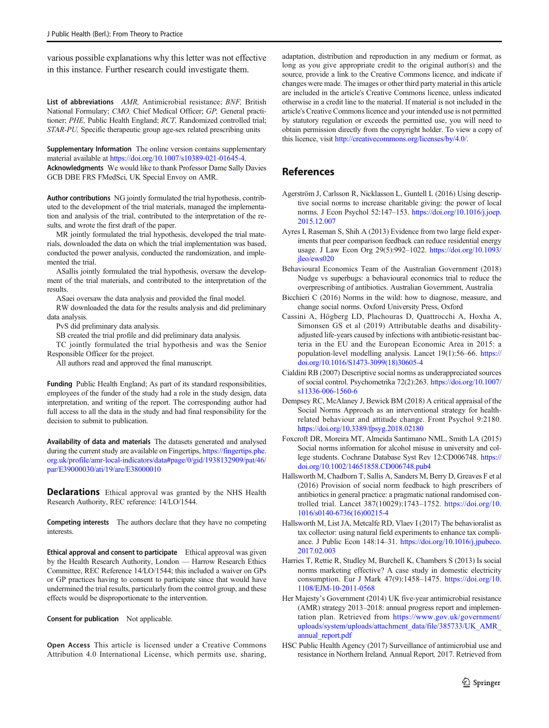various possible explanations why this letter was not effective in this instance. Further research could investigate them.

**List of abbreviations** *AMR,* Antimicrobial resistance; *BNF,* British National Formulary; *CMO,* Chief Medical Officer; *GP,* General practitioner; *PHE,* Public Health England; *RCT,* Randomized controlled trial; *STAR-PU,* Specific therapeutic group age-sex related prescribing units

**Supplementary Information** The online version contains supplementary material available at https://doi.org/10.1007/s10389-021-01645-4.

**Acknowledgments** We would like to thank Professor Dame Sally Davies GCB DBE FRS FMedSci, UK Special Envoy on AMR.

**Author contributions** NG jointly formulated the trial hypothesis, contributed to the development of the trial materials, managed the implementation and analysis of the trial, contributed to the interpretation of the results, and wrote the first draft of the paper.

MR jointly formulated the trial hypothesis, developed the trial materials, downloaded the data on which the trial implementation was based, conducted the power analysis, conducted the randomization, and implemented the trial.

ASallis jointly formulated the trial hypothesis, oversaw the development of the trial materials, and contributed to the interpretation of the results.

ASaei oversaw the data analysis and provided the final model.

RW downloaded the data for the results analysis and did preliminary data analysis.

PvS did preliminary data analysis.

SB created the trial profile and did preliminary data analysis.

TC jointly formulated the trial hypothesis and was the Senior Responsible Officer for the project.

All authors read and approved the final manuscript.

**Funding** Public Health England; As part of its standard responsibilities, employees of the funder of the study had a role in the study design, data interpretation, and writing of the report. The corresponding author had full access to all the data in the study and had final responsibility for the decision to submit to publication.

**Availability of data and materials** The datasets generated and analysed during the current study are available on Fingertips, https://fingertips.phe.org.uk/profile/amr-local-indicators/data#page/0/gid/1938132909/pat/46/par/E39000030/ati/19/are/E38000010

## Declarations

Ethical approval was granted by the NHS Health Research Authority, REC reference: 14/LO/1544.

**Competing interests** The authors declare that they have no competing interests.

**Ethical approval and consent to participate** Ethical approval was given by the Health Research Authority, London — Harrow Research Ethics Committee, REC Reference 14/LO/1544; this included a waiver on GPs or GP practices having to consent to participate since that would have undermined the trial results, particularly from the control group, and these effects would be disproportionate to the intervention.

**Consent for publication** Not applicable.

**Open Access** This article is licensed under a Creative Commons Attribution 4.0 International License, which permits use, sharing, adaptation, distribution and reproduction in any medium or format, as long as you give appropriate credit to the original author(s) and the source, provide a link to the Creative Commons licence, and indicate if changes were made. The images or other third party material in this article are included in the article's Creative Commons licence, unless indicated otherwise in a credit line to the material. If material is not included in the article's Creative Commons licence and your intended use is not permitted by statutory regulation or exceeds the permitted use, you will need to obtain permission directly from the copyright holder. To view a copy of this licence, visit http://creativecommons.org/licenses/by/4.0/.

## References

Agerström J, Carlsson R, Nicklasson L, Guntell L (2016) Using descriptive social norms to increase charitable giving: the power of local norms. J Econ Psychol 52:147–153. https://doi.org/10.1016/j.joep.2015.12.007

Ayres I, Raseman S, Shih A (2013) Evidence from two large field experiments that peer comparison feedback can reduce residential energy usage. J Law Econ Org 29(5):992–1022. https://doi.org/10.1093/jleo/ews020

Behavioural Economics Team of the Australian Government (2018) Nudge vs superbugs: a behavioural economics trial to reduce the overprescribing of antibiotics. Australian Government, Australia

Bicchieri C (2016) Norms in the wild: how to diagnose, measure, and change social norms. Oxford University Press, Oxford

Cassini A, Högberg LD, Plachouras D, Quattrocchi A, Hoxha A, Simonsen GS et al (2019) Attributable deaths and disability-adjusted life-years caused by infections with antibiotic-resistant bacteria in the EU and the European Economic Area in 2015: a population-level modelling analysis. Lancet 19(1):56–66. https://doi.org/10.1016/S1473-3099(18)30605-4

Cialdini RB (2007) Descriptive social norms as underappreciated sources of social control. Psychometrika 72(2):263. https://doi.org/10.1007/s11336-006-1560-6

Dempsey RC, McAlaney J, Bewick BM (2018) A critical appraisal of the Social Norms Approach as an interventional strategy for health-related behaviour and attitude change. Front Psychol 9:2180. https://doi.org/10.3389/fpsyg.2018.02180

Foxcroft DR, Moreira MT, Almeida Santimano NML, Smith LA (2015) Social norms information for alcohol misuse in university and college students. Cochrane Database Syst Rev 12:CD006748. https://doi.org/10.1002/14651858.CD006748.pub4

Hallsworth M, Chadborn T, Sallis A, Sanders M, Berry D, Greaves F et al (2016) Provision of social norm feedback to high prescribers of antibiotics in general practice: a pragmatic national randomised controlled trial. Lancet 387(10029):1743–1752. https://doi.org/10.1016/s0140-6736(16)00215-4

Hallsworth M, List JA, Metcalfe RD, Vlaev I (2017) The behavioralist as tax collector: using natural field experiments to enhance tax compliance. J Public Econ 148:14–31. https://doi.org/10.1016/j.jpubeco.2017.02.003

Harries T, Rettie R, Studley M, Burchell K, Chambers S (2013) Is social norms marketing effective? A case study in domestic electricity consumption. Eur J Mark 47(9):1458–1475. https://doi.org/10.1108/EJM-10-2011-0568

Her Majesty's Government (2014) UK five-year antimicrobial resistance (AMR) strategy 2013–2018: annual progress report and implementation plan. Retrieved from https://www.gov.uk/government/uploads/system/uploads/attachment_data/file/385733/UK_AMR_annual_report.pdf

HSC Public Health Agency (2017) Surveillance of antimicrobial use and resistance in Northern Ireland, Annual Report, 2017. Retrieved from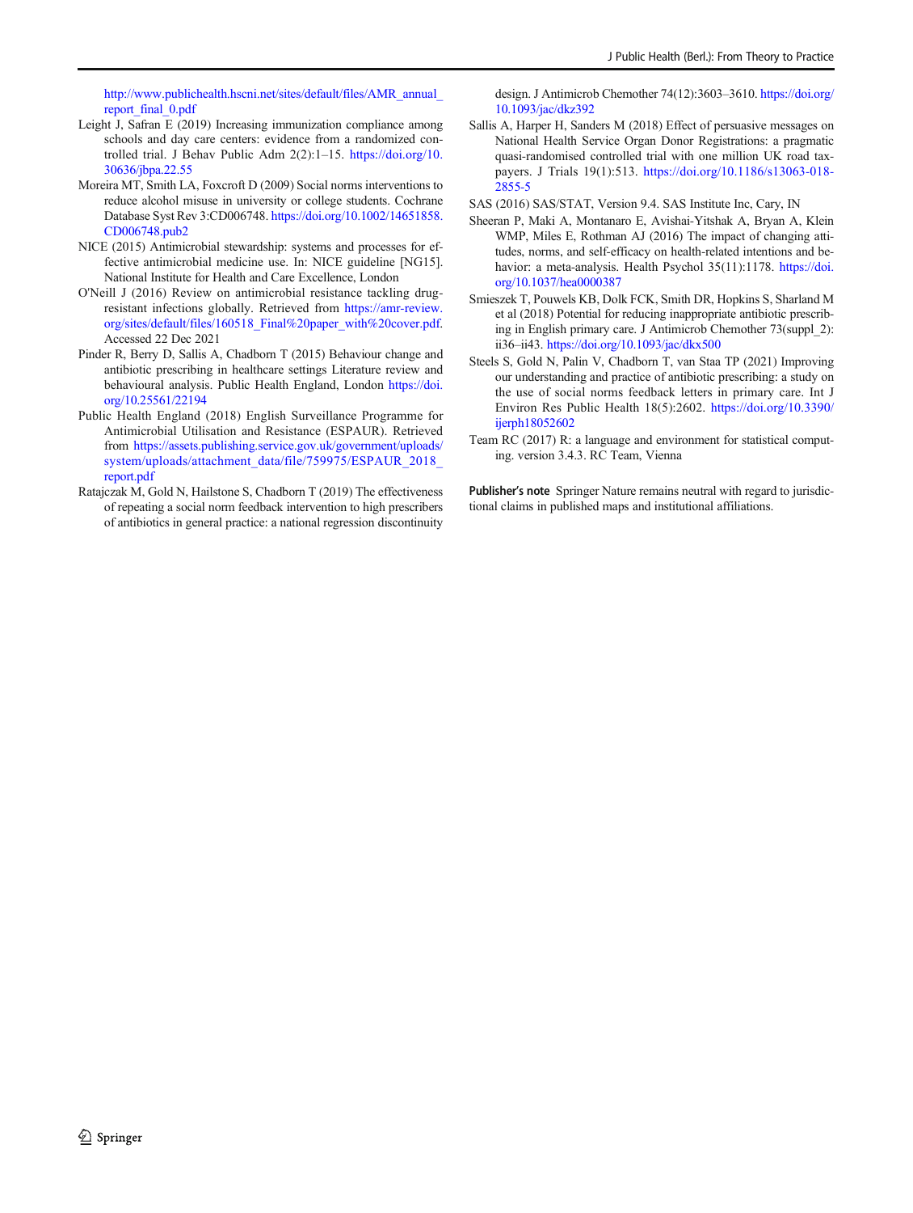http://www.publichealth.hscni.net/sites/default/files/AMR_annual_report_final_0.pdf

Leight J, Safran E (2019) Increasing immunization compliance among schools and day care centers: evidence from a randomized controlled trial. J Behav Public Adm 2(2):1–15. https://doi.org/10.30636/jbpa.22.55

Moreira MT, Smith LA, Foxcroft D (2009) Social norms interventions to reduce alcohol misuse in university or college students. Cochrane Database Syst Rev 3:CD006748. https://doi.org/10.1002/14651858.CD006748.pub2

NICE (2015) Antimicrobial stewardship: systems and processes for effective antimicrobial medicine use. In: NICE guideline [NG15]. National Institute for Health and Care Excellence, London

O'Neill J (2016) Review on antimicrobial resistance tackling drug-resistant infections globally. Retrieved from https://amr-review.org/sites/default/files/160518_Final%20paper_with%20cover.pdf. Accessed 22 Dec 2021

Pinder R, Berry D, Sallis A, Chadborn T (2015) Behaviour change and antibiotic prescribing in healthcare settings Literature review and behavioural analysis. Public Health England, London https://doi.org/10.25561/22194

Public Health England (2018) English Surveillance Programme for Antimicrobial Utilisation and Resistance (ESPAUR). Retrieved from https://assets.publishing.service.gov.uk/government/uploads/system/uploads/attachment_data/file/759975/ESPAUR_2018_report.pdf

Ratajczak M, Gold N, Hailstone S, Chadborn T (2019) The effectiveness of repeating a social norm feedback intervention to high prescribers of antibiotics in general practice: a national regression discontinuity design. J Antimicrob Chemother 74(12):3603–3610. https://doi.org/10.1093/jac/dkz392

Sallis A, Harper H, Sanders M (2018) Effect of persuasive messages on National Health Service Organ Donor Registrations: a pragmatic quasi-randomised controlled trial with one million UK road taxpayers. J Trials 19(1):513. https://doi.org/10.1186/s13063-018-2855-5

SAS (2016) SAS/STAT, Version 9.4. SAS Institute Inc, Cary, IN

Sheeran P, Maki A, Montanaro E, Avishai-Yitshak A, Bryan A, Klein WMP, Miles E, Rothman AJ (2016) The impact of changing attitudes, norms, and self-efficacy on health-related intentions and behavior: a meta-analysis. Health Psychol 35(11):1178. https://doi.org/10.1037/hea0000387

Smieszek T, Pouwels KB, Dolk FCK, Smith DR, Hopkins S, Sharland M et al (2018) Potential for reducing inappropriate antibiotic prescribing in English primary care. J Antimicrob Chemother 73(suppl_2): ii36–ii43. https://doi.org/10.1093/jac/dkx500

Steels S, Gold N, Palin V, Chadborn T, van Staa TP (2021) Improving our understanding and practice of antibiotic prescribing: a study on the use of social norms feedback letters in primary care. Int J Environ Res Public Health 18(5):2602. https://doi.org/10.3390/ijerph18052602

Team RC (2017) R: a language and environment for statistical computing. version 3.4.3. RC Team, Vienna

**Publisher's note** Springer Nature remains neutral with regard to jurisdictional claims in published maps and institutional affiliations.